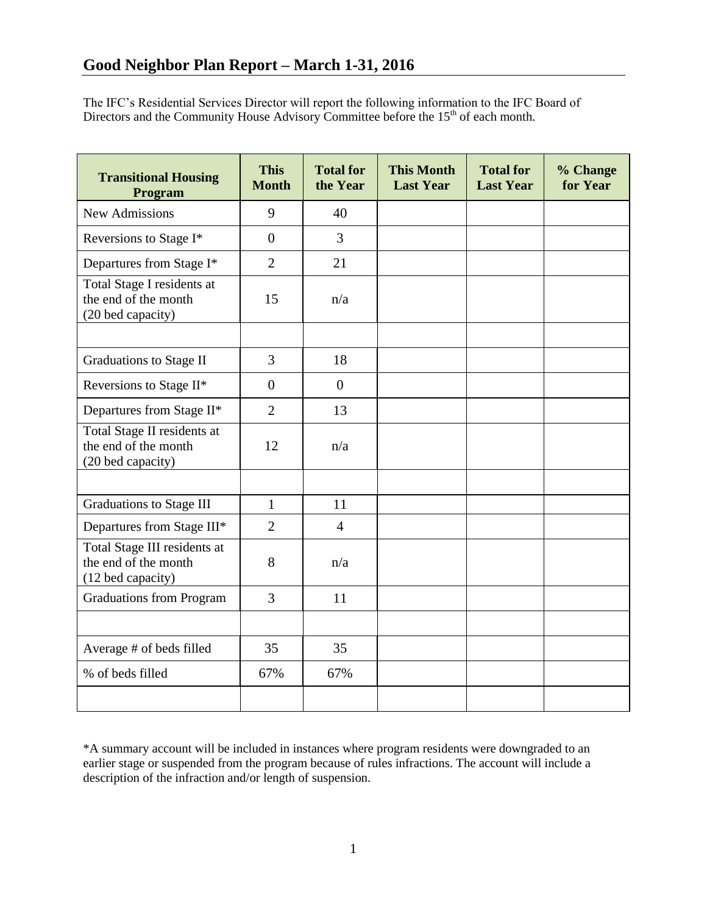# Good Neighbor Plan Report – March 1-31, 2016

The IFC's Residential Services Director will report the following information to the IFC Board of Directors and the Community House Advisory Committee before the 15th of each month.

| Transitional Housing Program | This Month | Total for the Year | This Month Last Year | Total for Last Year | % Change for Year |
|---|---|---|---|---|---|
| New Admissions | 9 | 40 | | | |
| Reversions to Stage I* | 0 | 3 | | | |
| Departures from Stage I* | 2 | 21 | | | |
| Total Stage I residents at the end of the month (20 bed capacity) | 15 | n/a | | | |
| | | | | | |
| Graduations to Stage II | 3 | 18 | | | |
| Reversions to Stage II* | 0 | 0 | | | |
| Departures from Stage II* | 2 | 13 | | | |
| Total Stage II residents at the end of the month (20 bed capacity) | 12 | n/a | | | |
| | | | | | |
| Graduations to Stage III | 1 | 11 | | | |
| Departures from Stage III* | 2 | 4 | | | |
| Total Stage III residents at the end of the month (12 bed capacity) | 8 | n/a | | | |
| Graduations from Program | 3 | 11 | | | |
| | | | | | |
| Average # of beds filled | 35 | 35 | | | |
| % of beds filled | 67% | 67% | | | |
| | | | | | |

*A summary account will be included in instances where program residents were downgraded to an earlier stage or suspended from the program because of rules infractions. The account will include a description of the infraction and/or length of suspension.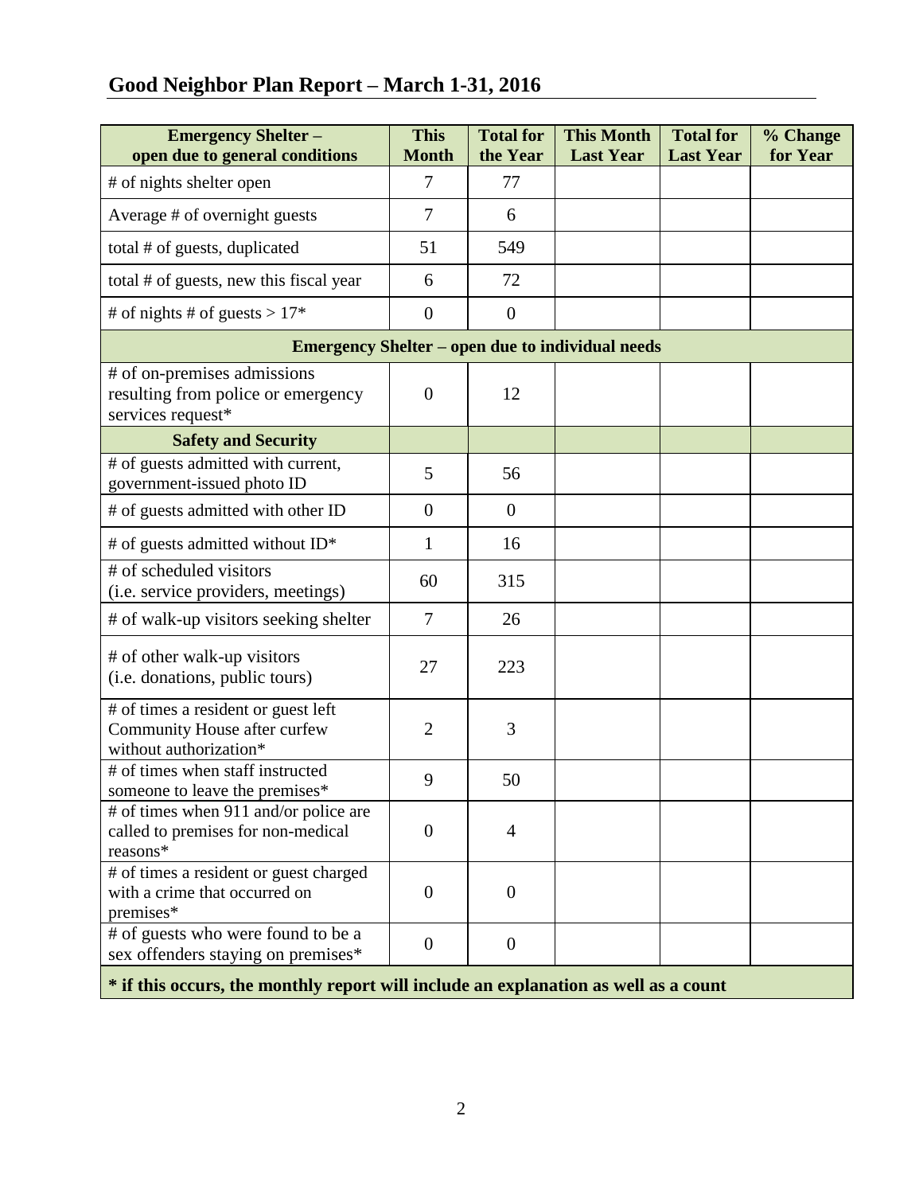## Good Neighbor Plan Report – March 1-31, 2016

| Emergency Shelter – open due to general conditions | This Month | Total for the Year | This Month Last Year | Total for Last Year | % Change for Year |
|---|---|---|---|---|---|
| # of nights shelter open | 7 | 77 | | | |
| Average # of overnight guests | 7 | 6 | | | |
| total # of guests, duplicated | 51 | 549 | | | |
| total # of guests, new this fiscal year | 6 | 72 | | | |
| # of nights # of guests > 17* | 0 | 0 | | | |
| **Emergency Shelter – open due to individual needs** | | | | | |
| # of on-premises admissions resulting from police or emergency services request* | 0 | 12 | | | |
| **Safety and Security** | | | | | |
| # of guests admitted with current, government-issued photo ID | 5 | 56 | | | |
| # of guests admitted with other ID | 0 | 0 | | | |
| # of guests admitted without ID* | 1 | 16 | | | |
| # of scheduled visitors (i.e. service providers, meetings) | 60 | 315 | | | |
| # of walk-up visitors seeking shelter | 7 | 26 | | | |
| # of other walk-up visitors (i.e. donations, public tours) | 27 | 223 | | | |
| # of times a resident or guest left Community House after curfew without authorization* | 2 | 3 | | | |
| # of times when staff instructed someone to leave the premises* | 9 | 50 | | | |
| # of times when 911 and/or police are called to premises for non-medical reasons* | 0 | 4 | | | |
| # of times a resident or guest charged with a crime that occurred on premises* | 0 | 0 | | | |
| # of guests who were found to be a sex offenders staying on premises* | 0 | 0 | | | |

**\* if this occurs, the monthly report will include an explanation as well as a count**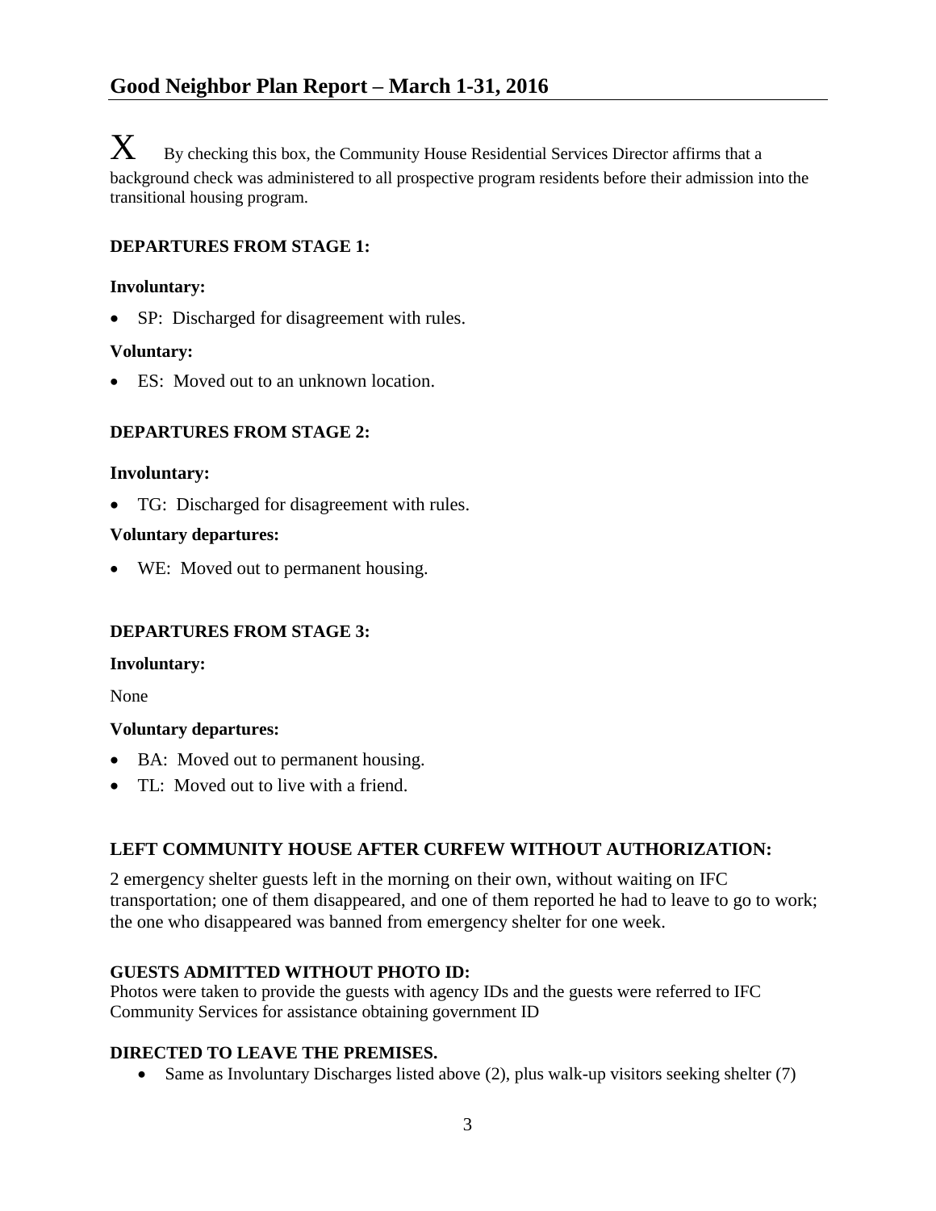## Good Neighbor Plan Report – March 1-31, 2016

X By checking this box, the Community House Residential Services Director affirms that a background check was administered to all prospective program residents before their admission into the transitional housing program.

**DEPARTURES FROM STAGE 1:**

**Involuntary:**

- SP: Discharged for disagreement with rules.

**Voluntary:**

- ES: Moved out to an unknown location.

**DEPARTURES FROM STAGE 2:**

**Involuntary:**

- TG: Discharged for disagreement with rules.

**Voluntary departures:**

- WE: Moved out to permanent housing.

**DEPARTURES FROM STAGE 3:**

**Involuntary:**

None

**Voluntary departures:**

- BA: Moved out to permanent housing.
- TL: Moved out to live with a friend.

**LEFT COMMUNITY HOUSE AFTER CURFEW WITHOUT AUTHORIZATION:**

2 emergency shelter guests left in the morning on their own, without waiting on IFC transportation; one of them disappeared, and one of them reported he had to leave to go to work; the one who disappeared was banned from emergency shelter for one week.

**GUESTS ADMITTED WITHOUT PHOTO ID:**

Photos were taken to provide the guests with agency IDs and the guests were referred to IFC Community Services for assistance obtaining government ID

**DIRECTED TO LEAVE THE PREMISES.**

- Same as Involuntary Discharges listed above (2), plus walk-up visitors seeking shelter (7)